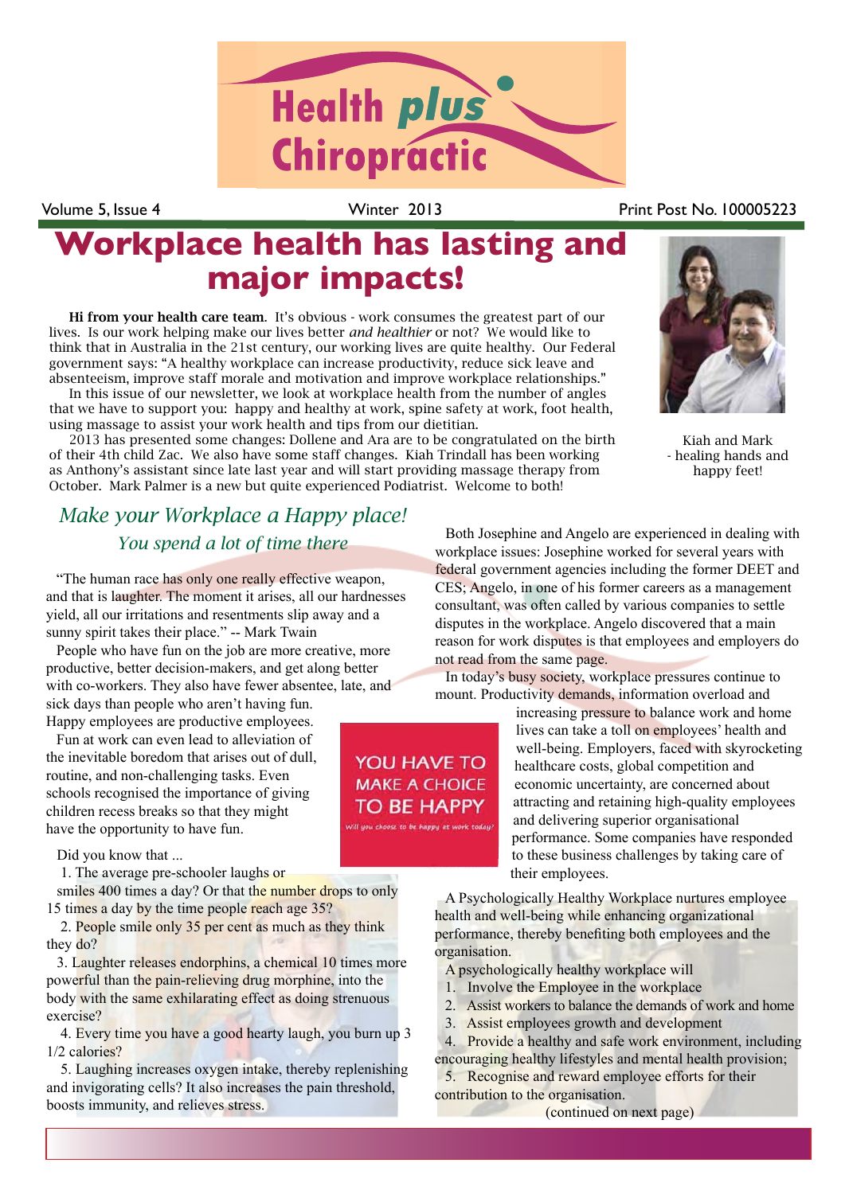# Health plus Chiropractic

Volume 5, Issue 4 Winter 2013 Print Post No. 100005223

# Workplace health has lasting and major impacts!

**Hi from your health care team.** It's obvious - work consumes the greatest part of our lives. Is our work helping make our lives better *and healthier* or not? We would like to think that in Australia in the 21st century, our working lives are quite healthy. Our Federal government says: "A healthy workplace can increase productivity, reduce sick leave and absenteeism, improve staff morale and motivation and improve workplace relationships."

In this issue of our newsletter, we look at workplace health from the number of angles that we have to support you: happy and healthy at work, spine safety at work, foot health, using massage to assist your work health and tips from our dietitian.

2013 has presented some changes: Dollene and Ara are to be congratulated on the birth of their 4th child Zac. We also have some staff changes. Kiah Trindall has been working as Anthony's assistant since late last year and will start providing massage therapy from October. Mark Palmer is a new but quite experienced Podiatrist. Welcome to both!

Kiah and Mark - healing hands and happy feet!

## *Make your Workplace a Happy place!*

### *You spend a lot of time there*

"The human race has only one really effective weapon, and that is laughter. The moment it arises, all our hardnesses yield, all our irritations and resentments slip away and a sunny spirit takes their place." -- Mark Twain

People who have fun on the job are more creative, more productive, better decision-makers, and get along better with co-workers. They also have fewer absentee, late, and sick days than people who aren't having fun. Happy employees are productive employees.

Fun at work can even lead to alleviation of the inevitable boredom that arises out of dull, routine, and non-challenging tasks. Even schools recognised the importance of giving children recess breaks so that they might have the opportunity to have fun.

Did you know that ...

1. The average pre-schooler laughs or smiles 400 times a day? Or that the number drops to only 15 times a day by the time people reach age 35?
2. People smile only 35 per cent as much as they think they do?
3. Laughter releases endorphins, a chemical 10 times more powerful than the pain-relieving drug morphine, into the body with the same exhilarating effect as doing strenuous exercise?
4. Every time you have a good hearty laugh, you burn up 3 1/2 calories?
5. Laughing increases oxygen intake, thereby replenishing and invigorating cells? It also increases the pain threshold, boosts immunity, and relieves stress.

YOU HAVE TO MAKE A CHOICE TO BE HAPPY

*Will you choose to be happy at work today?*

Both Josephine and Angelo are experienced in dealing with workplace issues: Josephine worked for several years with federal government agencies including the former DEET and CES; Angelo, in one of his former careers as a management consultant, was often called by various companies to settle disputes in the workplace. Angelo discovered that a main reason for work disputes is that employees and employers do not read from the same page.

In today's busy society, workplace pressures continue to mount. Productivity demands, information overload and increasing pressure to balance work and home lives can take a toll on employees' health and well-being. Employers, faced with skyrocketing healthcare costs, global competition and economic uncertainty, are concerned about attracting and retaining high-quality employees and delivering superior organisational performance. Some companies have responded to these business challenges by taking care of their employees.

A Psychologically Healthy Workplace nurtures employee health and well-being while enhancing organizational performance, thereby benefiting both employees and the organisation.

A psychologically healthy workplace will

1. Involve the Employee in the workplace
2. Assist workers to balance the demands of work and home
3. Assist employees growth and development
4. Provide a healthy and safe work environment, including encouraging healthy lifestyles and mental health provision;
5. Recognise and reward employee efforts for their contribution to the organisation.

(continued on next page)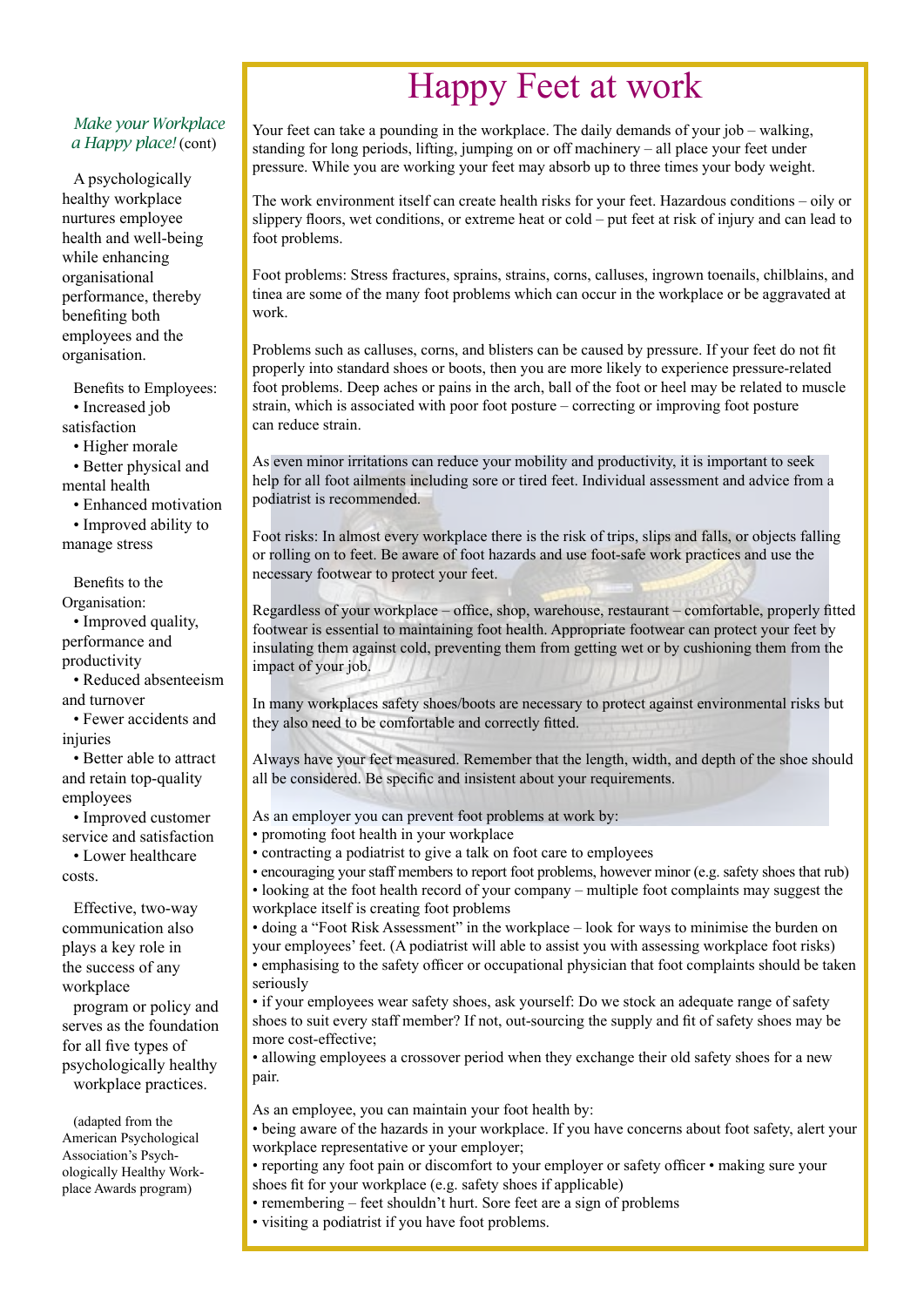*Make your Workplace a Happy place!* (cont)

A psychologically healthy workplace nurtures employee health and well-being while enhancing organisational performance, thereby benefiting both employees and the organisation.

Benefits to Employees:

- Increased job satisfaction
- Higher morale
- Better physical and mental health
- Enhanced motivation
- Improved ability to manage stress

Benefits to the Organisation:

- Improved quality, performance and productivity
- Reduced absenteeism and turnover
- Fewer accidents and injuries
- Better able to attract and retain top-quality employees
- Improved customer service and satisfaction
- Lower healthcare costs.

Effective, two-way communication also plays a key role in the success of any workplace program or policy and serves as the foundation for all five types of psychologically healthy workplace practices.

(adapted from the American Psychological Association's Psychologically Healthy Workplace Awards program)

# Happy Feet at work

Your feet can take a pounding in the workplace. The daily demands of your job – walking, standing for long periods, lifting, jumping on or off machinery – all place your feet under pressure. While you are working your feet may absorb up to three times your body weight.

The work environment itself can create health risks for your feet. Hazardous conditions – oily or slippery floors, wet conditions, or extreme heat or cold – put feet at risk of injury and can lead to foot problems.

Foot problems: Stress fractures, sprains, strains, corns, calluses, ingrown toenails, chilblains, and tinea are some of the many foot problems which can occur in the workplace or be aggravated at work.

Problems such as calluses, corns, and blisters can be caused by pressure. If your feet do not fit properly into standard shoes or boots, then you are more likely to experience pressure-related foot problems. Deep aches or pains in the arch, ball of the foot or heel may be related to muscle strain, which is associated with poor foot posture – correcting or improving foot posture can reduce strain.

As even minor irritations can reduce your mobility and productivity, it is important to seek help for all foot ailments including sore or tired feet. Individual assessment and advice from a podiatrist is recommended.

Foot risks: In almost every workplace there is the risk of trips, slips and falls, or objects falling or rolling on to feet. Be aware of foot hazards and use foot-safe work practices and use the necessary footwear to protect your feet.

Regardless of your workplace – office, shop, warehouse, restaurant – comfortable, properly fitted footwear is essential to maintaining foot health. Appropriate footwear can protect your feet by insulating them against cold, preventing them from getting wet or by cushioning them from the impact of your job.

In many workplaces safety shoes/boots are necessary to protect against environmental risks but they also need to be comfortable and correctly fitted.

Always have your feet measured. Remember that the length, width, and depth of the shoe should all be considered. Be specific and insistent about your requirements.

As an employer you can prevent foot problems at work by:

- promoting foot health in your workplace
- contracting a podiatrist to give a talk on foot care to employees
- encouraging your staff members to report foot problems, however minor (e.g. safety shoes that rub)
- looking at the foot health record of your company – multiple foot complaints may suggest the workplace itself is creating foot problems
- doing a "Foot Risk Assessment" in the workplace – look for ways to minimise the burden on your employees' feet. (A podiatrist will able to assist you with assessing workplace foot risks)
- emphasising to the safety officer or occupational physician that foot complaints should be taken seriously
- if your employees wear safety shoes, ask yourself: Do we stock an adequate range of safety shoes to suit every staff member? If not, out-sourcing the supply and fit of safety shoes may be more cost-effective;
- allowing employees a crossover period when they exchange their old safety shoes for a new pair.

As an employee, you can maintain your foot health by:

- being aware of the hazards in your workplace. If you have concerns about foot safety, alert your workplace representative or your employer;
- reporting any foot pain or discomfort to your employer or safety officer
- making sure your shoes fit for your workplace (e.g. safety shoes if applicable)
- remembering – feet shouldn't hurt. Sore feet are a sign of problems
- visiting a podiatrist if you have foot problems.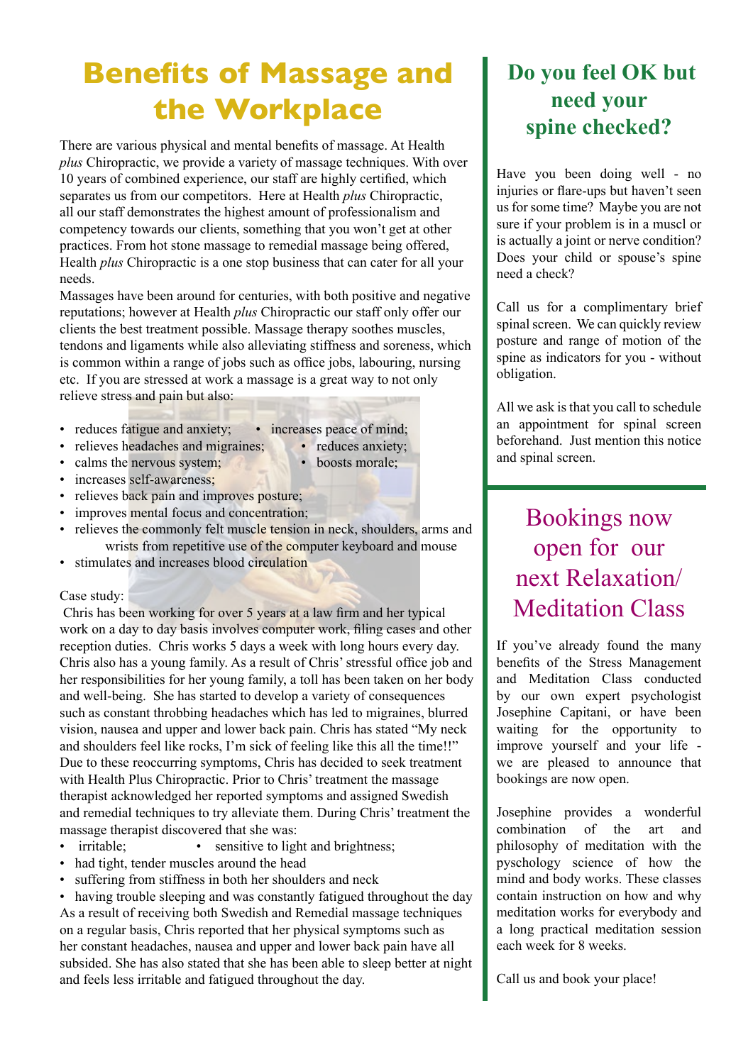# Benefits of Massage and the Workplace

There are various physical and mental benefits of massage. At Health *plus* Chiropractic, we provide a variety of massage techniques. With over 10 years of combined experience, our staff are highly certified, which separates us from our competitors. Here at Health *plus* Chiropractic, all our staff demonstrates the highest amount of professionalism and competency towards our clients, something that you won't get at other practices. From hot stone massage to remedial massage being offered, Health *plus* Chiropractic is a one stop business that can cater for all your needs.

Massages have been around for centuries, with both positive and negative reputations; however at Health *plus* Chiropractic our staff only offer our clients the best treatment possible. Massage therapy soothes muscles, tendons and ligaments while also alleviating stiffness and soreness, which is common within a range of jobs such as office jobs, labouring, nursing etc. If you are stressed at work a massage is a great way to not only relieve stress and pain but also:

- reduces fatigue and anxiety;
- increases peace of mind;
- relieves headaches and migraines;
- reduces anxiety;
- calms the nervous system;
- boosts morale;
- increases self-awareness;
- relieves back pain and improves posture;
- improves mental focus and concentration;
- relieves the commonly felt muscle tension in neck, shoulders, arms and wrists from repetitive use of the computer keyboard and mouse
- stimulates and increases blood circulation

Case study:

Chris has been working for over 5 years at a law firm and her typical work on a day to day basis involves computer work, filing cases and other reception duties. Chris works 5 days a week with long hours every day. Chris also has a young family. As a result of Chris' stressful office job and her responsibilities for her young family, a toll has been taken on her body and well-being. She has started to develop a variety of consequences such as constant throbbing headaches which has led to migraines, blurred vision, nausea and upper and lower back pain. Chris has stated "My neck and shoulders feel like rocks, I'm sick of feeling like this all the time!!" Due to these reoccurring symptoms, Chris has decided to seek treatment with Health Plus Chiropractic. Prior to Chris' treatment the massage therapist acknowledged her reported symptoms and assigned Swedish and remedial techniques to try alleviate them. During Chris' treatment the massage therapist discovered that she was:

- irritable;
- sensitive to light and brightness;
- had tight, tender muscles around the head
- suffering from stiffness in both her shoulders and neck
- having trouble sleeping and was constantly fatigued throughout the day

As a result of receiving both Swedish and Remedial massage techniques on a regular basis, Chris reported that her physical symptoms such as her constant headaches, nausea and upper and lower back pain have all subsided. She has also stated that she has been able to sleep better at night and feels less irritable and fatigued throughout the day.

## Do you feel OK but need your spine checked?

Have you been doing well - no injuries or flare-ups but haven't seen us for some time? Maybe you are not sure if your problem is in a muscl or is actually a joint or nerve condition? Does your child or spouse's spine need a check?

Call us for a complimentary brief spinal screen. We can quickly review posture and range of motion of the spine as indicators for you - without obligation.

All we ask is that you call to schedule an appointment for spinal screen beforehand. Just mention this notice and spinal screen.

## Bookings now open for our next Relaxation/ Meditation Class

If you've already found the many benefits of the Stress Management and Meditation Class conducted by our own expert psychologist Josephine Capitani, or have been waiting for the opportunity to improve yourself and your life - we are pleased to announce that bookings are now open.

Josephine provides a wonderful combination of the art and philosophy of meditation with the pyschology science of how the mind and body works. These classes contain instruction on how and why meditation works for everybody and a long practical meditation session each week for 8 weeks.

Call us and book your place!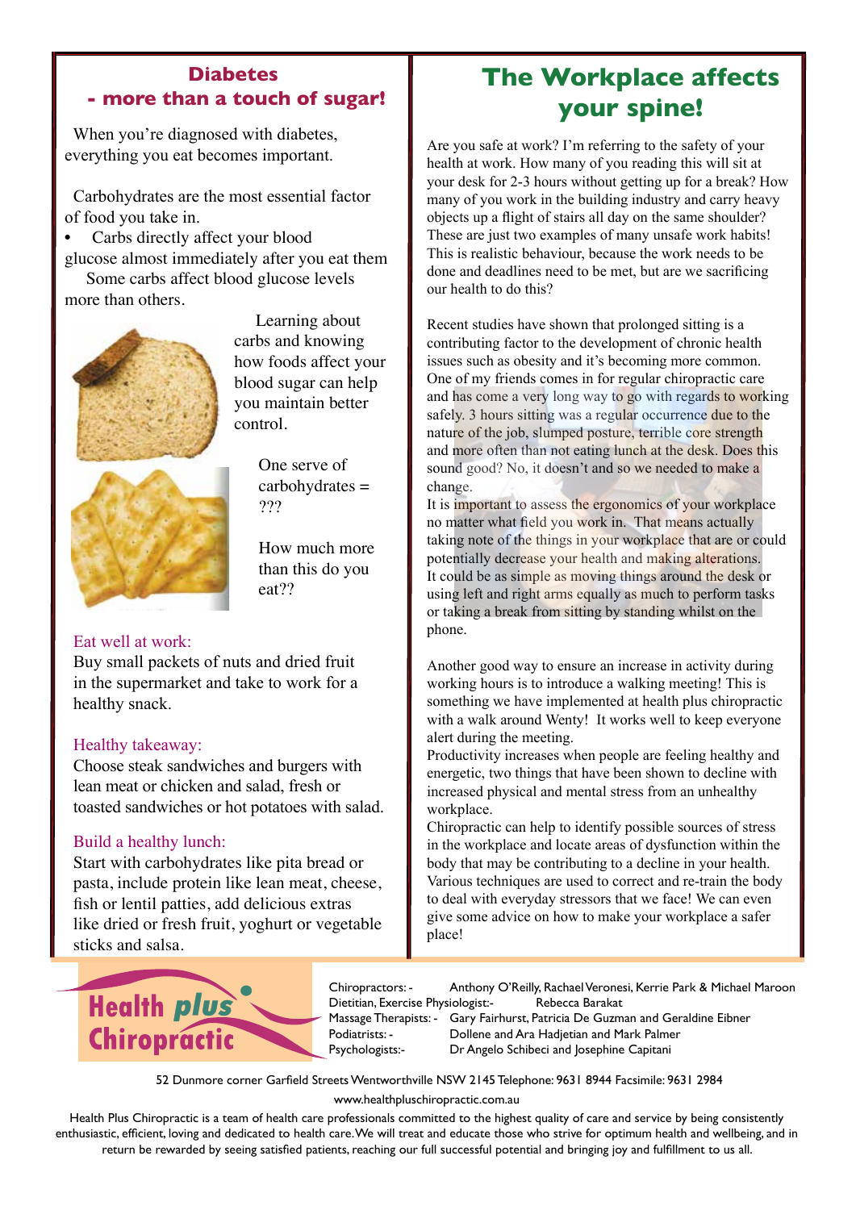## Diabetes - more than a touch of sugar!

When you're diagnosed with diabetes, everything you eat becomes important.

Carbohydrates are the most essential factor of food you take in.

- Carbs directly affect your blood glucose almost immediately after you eat them

Some carbs affect blood glucose levels more than others.

Learning about carbs and knowing how foods affect your blood sugar can help you maintain better control.

One serve of carbohydrates = ???

How much more than this do you eat??

Eat well at work:

Buy small packets of nuts and dried fruit in the supermarket and take to work for a healthy snack.

Healthy takeaway:

Choose steak sandwiches and burgers with lean meat or chicken and salad, fresh or toasted sandwiches or hot potatoes with salad.

Build a healthy lunch:

Start with carbohydrates like pita bread or pasta, include protein like lean meat, cheese, fish or lentil patties, add delicious extras like dried or fresh fruit, yoghurt or vegetable sticks and salsa.

## The Workplace affects your spine!

Are you safe at work? I'm referring to the safety of your health at work. How many of you reading this will sit at your desk for 2-3 hours without getting up for a break? How many of you work in the building industry and carry heavy objects up a flight of stairs all day on the same shoulder? These are just two examples of many unsafe work habits! This is realistic behaviour, because the work needs to be done and deadlines need to be met, but are we sacrificing our health to do this?

Recent studies have shown that prolonged sitting is a contributing factor to the development of chronic health issues such as obesity and it's becoming more common. One of my friends comes in for regular chiropractic care and has come a very long way to go with regards to working safely. 3 hours sitting was a regular occurrence due to the nature of the job, slumped posture, terrible core strength and more often than not eating lunch at the desk. Does this sound good? No, it doesn't and so we needed to make a change.

It is important to assess the ergonomics of your workplace no matter what field you work in. That means actually taking note of the things in your workplace that are or could potentially decrease your health and making alterations. It could be as simple as moving things around the desk or using left and right arms equally as much to perform tasks or taking a break from sitting by standing whilst on the phone.

Another good way to ensure an increase in activity during working hours is to introduce a walking meeting! This is something we have implemented at health plus chiropractic with a walk around Wenty! It works well to keep everyone alert during the meeting.

Productivity increases when people are feeling healthy and energetic, two things that have been shown to decline with increased physical and mental stress from an unhealthy workplace.

Chiropractic can help to identify possible sources of stress in the workplace and locate areas of dysfunction within the body that may be contributing to a decline in your health. Various techniques are used to correct and re-train the body to deal with everyday stressors that we face! We can even give some advice on how to make your workplace a safer place!

**Health plus Chiropractic**

Chiropractors: - Anthony O'Reilly, Rachael Veronesi, Kerrie Park & Michael Maroon
Dietitian, Exercise Physiologist:- Rebecca Barakat
Massage Therapists: - Gary Fairhurst, Patricia De Guzman and Geraldine Eibner
Podiatrists: - Dollene and Ara Hadjetian and Mark Palmer
Psychologists:- Dr Angelo Schibeci and Josephine Capitani

52 Dunmore corner Garfield Streets Wentworthville NSW 2145 Telephone: 9631 8944 Facsimile: 9631 2984

www.healthpluschiropractic.com.au

Health Plus Chiropractic is a team of health care professionals committed to the highest quality of care and service by being consistently enthusiastic, efficient, loving and dedicated to health care. We will treat and educate those who strive for optimum health and wellbeing, and in return be rewarded by seeing satisfied patients, reaching our full successful potential and bringing joy and fulfillment to us all.